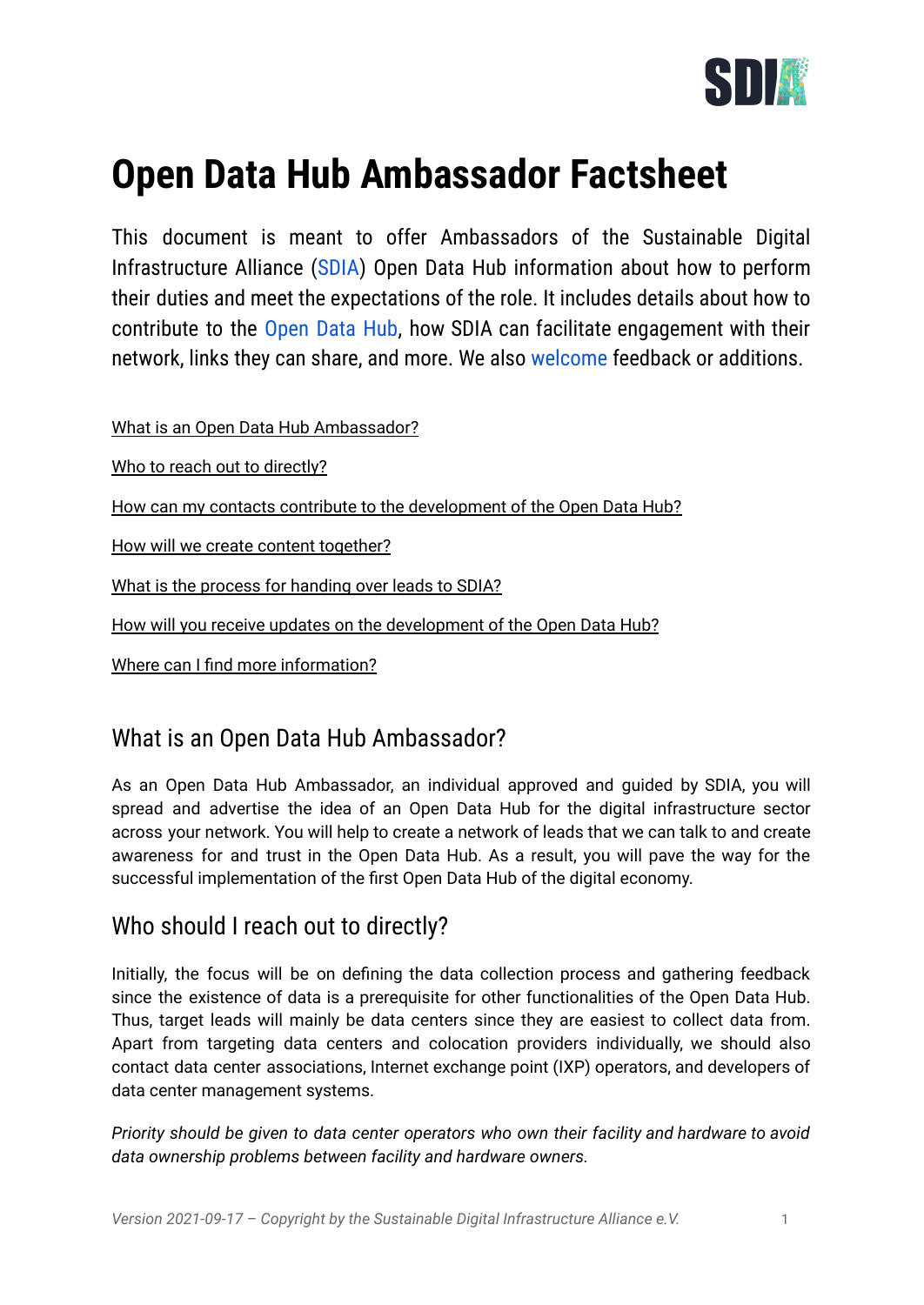# Open Data Hub Ambassador Factsheet

This document is meant to offer Ambassadors of the Sustainable Digital Infrastructure Alliance (SDIA) Open Data Hub information about how to perform their duties and meet the expectations of the role. It includes details about how to contribute to the Open Data Hub, how SDIA can facilitate engagement with their network, links they can share, and more. We also welcome feedback or additions.

What is an Open Data Hub Ambassador?

Who to reach out to directly?

How can my contacts contribute to the development of the Open Data Hub?

How will we create content together?

What is the process for handing over leads to SDIA?

How will you receive updates on the development of the Open Data Hub?

Where can I find more information?

## What is an Open Data Hub Ambassador?

As an Open Data Hub Ambassador, an individual approved and guided by SDIA, you will spread and advertise the idea of an Open Data Hub for the digital infrastructure sector across your network. You will help to create a network of leads that we can talk to and create awareness for and trust in the Open Data Hub. As a result, you will pave the way for the successful implementation of the first Open Data Hub of the digital economy.

## Who should I reach out to directly?

Initially, the focus will be on defining the data collection process and gathering feedback since the existence of data is a prerequisite for other functionalities of the Open Data Hub. Thus, target leads will mainly be data centers since they are easiest to collect data from. Apart from targeting data centers and colocation providers individually, we should also contact data center associations, Internet exchange point (IXP) operators, and developers of data center management systems.

*Priority should be given to data center operators who own their facility and hardware to avoid data ownership problems between facility and hardware owners.*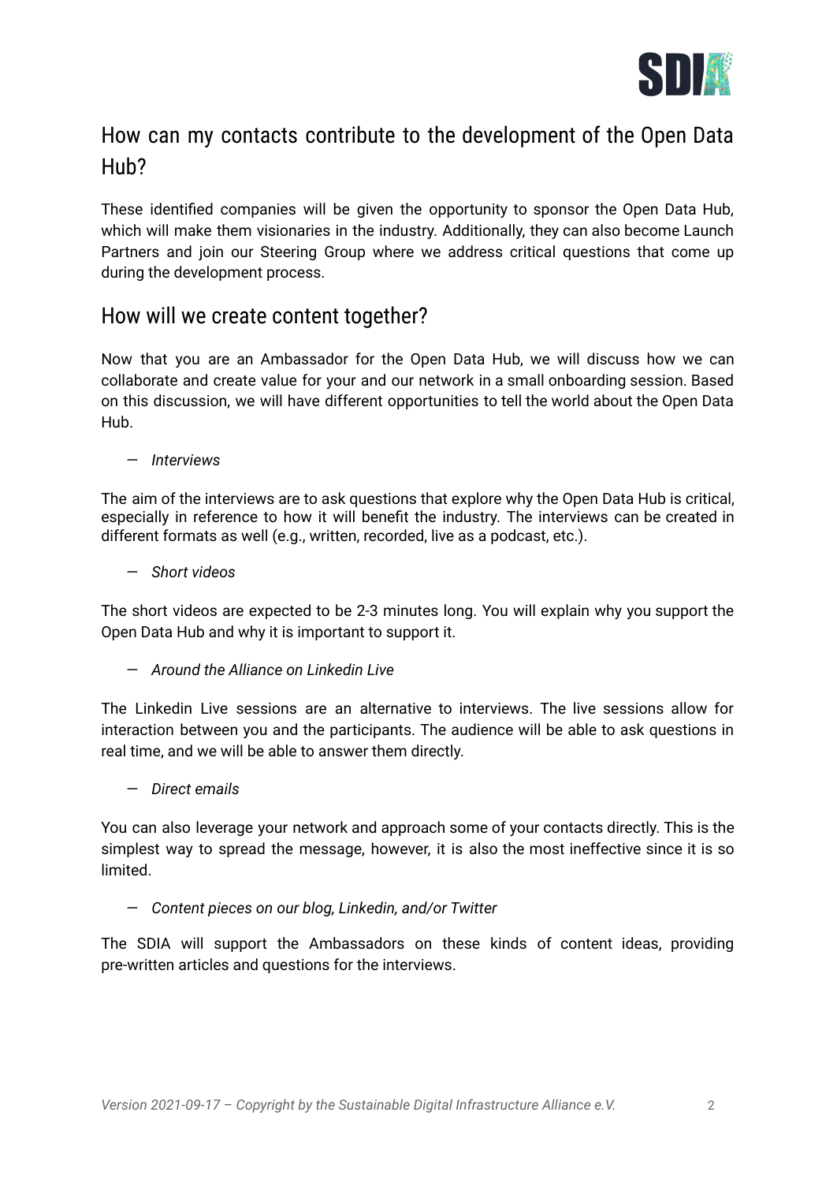## How can my contacts contribute to the development of the Open Data Hub?

These identified companies will be given the opportunity to sponsor the Open Data Hub, which will make them visionaries in the industry. Additionally, they can also become Launch Partners and join our Steering Group where we address critical questions that come up during the development process.

## How will we create content together?

Now that you are an Ambassador for the Open Data Hub, we will discuss how we can collaborate and create value for your and our network in a small onboarding session. Based on this discussion, we will have different opportunities to tell the world about the Open Data Hub.

— *Interviews*

The aim of the interviews are to ask questions that explore why the Open Data Hub is critical, especially in reference to how it will benefit the industry. The interviews can be created in different formats as well (e.g., written, recorded, live as a podcast, etc.).

— *Short videos*

The short videos are expected to be 2-3 minutes long. You will explain why you support the Open Data Hub and why it is important to support it.

— *Around the Alliance on Linkedin Live*

The Linkedin Live sessions are an alternative to interviews. The live sessions allow for interaction between you and the participants. The audience will be able to ask questions in real time, and we will be able to answer them directly.

— *Direct emails*

You can also leverage your network and approach some of your contacts directly. This is the simplest way to spread the message, however, it is also the most ineffective since it is so limited.

— *Content pieces on our blog, Linkedin, and/or Twitter*

The SDIA will support the Ambassadors on these kinds of content ideas, providing pre-written articles and questions for the interviews.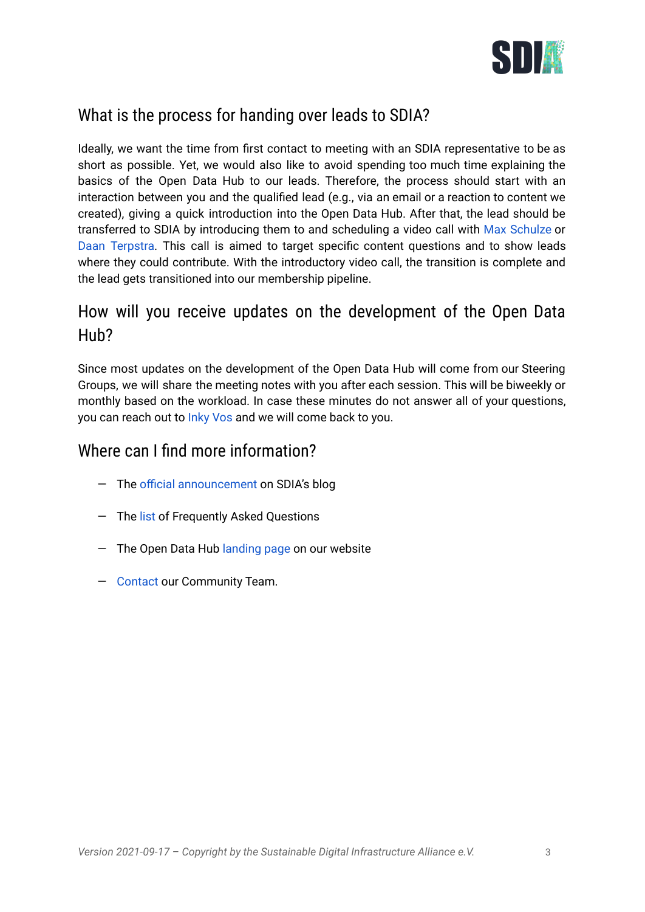## What is the process for handing over leads to SDIA?

Ideally, we want the time from first contact to meeting with an SDIA representative to be as short as possible. Yet, we would also like to avoid spending too much time explaining the basics of the Open Data Hub to our leads. Therefore, the process should start with an interaction between you and the qualified lead (e.g., via an email or a reaction to content we created), giving a quick introduction into the Open Data Hub. After that, the lead should be transferred to SDIA by introducing them to and scheduling a video call with Max Schulze or Daan Terpstra. This call is aimed to target specific content questions and to show leads where they could contribute. With the introductory video call, the transition is complete and the lead gets transitioned into our membership pipeline.

## How will you receive updates on the development of the Open Data Hub?

Since most updates on the development of the Open Data Hub will come from our Steering Groups, we will share the meeting notes with you after each session. This will be biweekly or monthly based on the workload. In case these minutes do not answer all of your questions, you can reach out to Inky Vos and we will come back to you.

## Where can I find more information?

- The official announcement on SDIA's blog
- The list of Frequently Asked Questions
- The Open Data Hub landing page on our website
- Contact our Community Team.